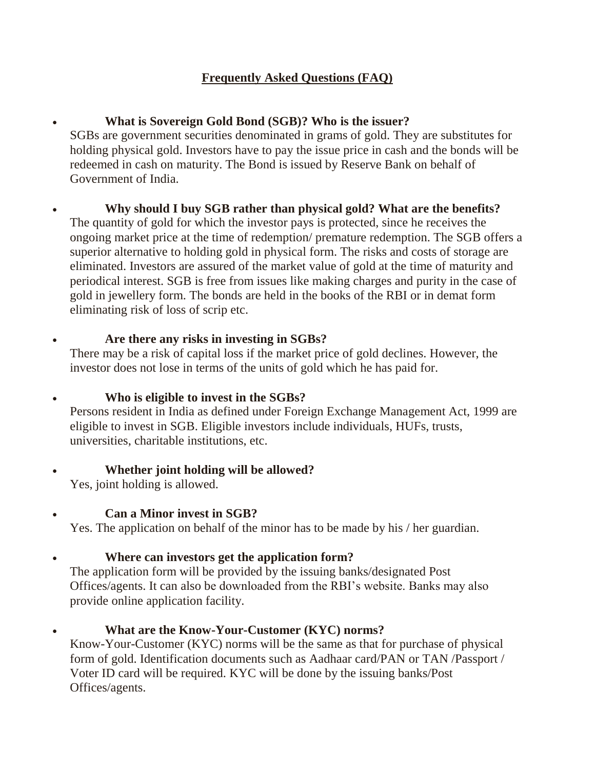# Frequently Asked Questions (FAQ)

- **What is Sovereign Gold Bond (SGB)? Who is the issuer?**

  SGBs are government securities denominated in grams of gold. They are substitutes for holding physical gold. Investors have to pay the issue price in cash and the bonds will be redeemed in cash on maturity. The Bond is issued by Reserve Bank on behalf of Government of India.

- **Why should I buy SGB rather than physical gold? What are the benefits?**

  The quantity of gold for which the investor pays is protected, since he receives the ongoing market price at the time of redemption/ premature redemption. The SGB offers a superior alternative to holding gold in physical form. The risks and costs of storage are eliminated. Investors are assured of the market value of gold at the time of maturity and periodical interest. SGB is free from issues like making charges and purity in the case of gold in jewellery form. The bonds are held in the books of the RBI or in demat form eliminating risk of loss of scrip etc.

- **Are there any risks in investing in SGBs?**

  There may be a risk of capital loss if the market price of gold declines. However, the investor does not lose in terms of the units of gold which he has paid for.

- **Who is eligible to invest in the SGBs?**

  Persons resident in India as defined under Foreign Exchange Management Act, 1999 are eligible to invest in SGB. Eligible investors include individuals, HUFs, trusts, universities, charitable institutions, etc.

- **Whether joint holding will be allowed?**

  Yes, joint holding is allowed.

- **Can a Minor invest in SGB?**

  Yes. The application on behalf of the minor has to be made by his / her guardian.

- **Where can investors get the application form?**

  The application form will be provided by the issuing banks/designated Post Offices/agents. It can also be downloaded from the RBI's website. Banks may also provide online application facility.

- **What are the Know-Your-Customer (KYC) norms?**

  Know-Your-Customer (KYC) norms will be the same as that for purchase of physical form of gold. Identification documents such as Aadhaar card/PAN or TAN /Passport / Voter ID card will be required. KYC will be done by the issuing banks/Post Offices/agents.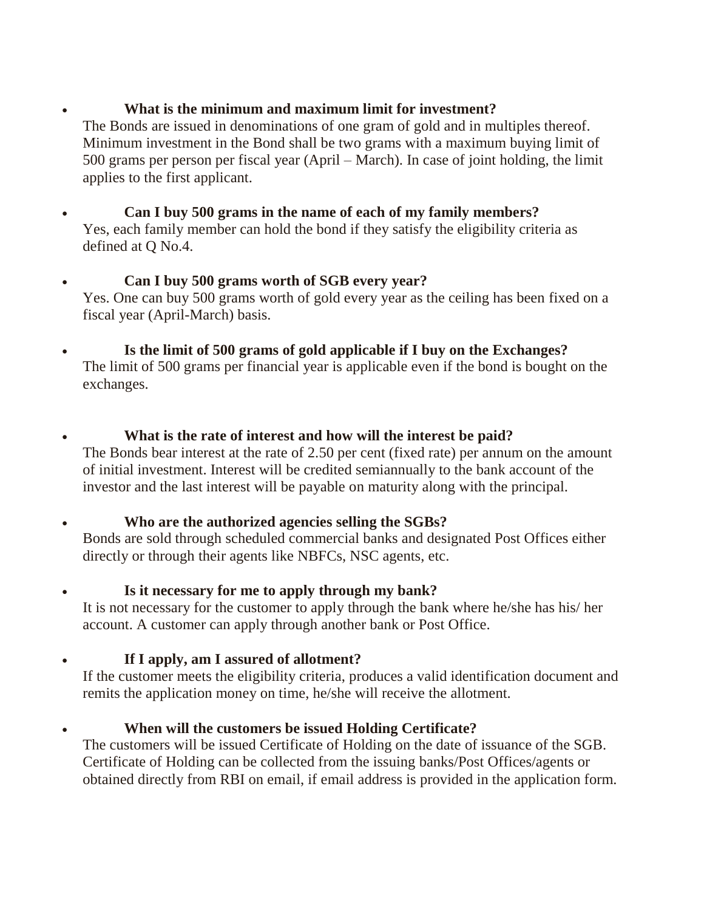- **What is the minimum and maximum limit for investment?**

  The Bonds are issued in denominations of one gram of gold and in multiples thereof. Minimum investment in the Bond shall be two grams with a maximum buying limit of 500 grams per person per fiscal year (April – March). In case of joint holding, the limit applies to the first applicant.

- **Can I buy 500 grams in the name of each of my family members?**

  Yes, each family member can hold the bond if they satisfy the eligibility criteria as defined at Q No.4.

- **Can I buy 500 grams worth of SGB every year?**

  Yes. One can buy 500 grams worth of gold every year as the ceiling has been fixed on a fiscal year (April-March) basis.

- **Is the limit of 500 grams of gold applicable if I buy on the Exchanges?**

  The limit of 500 grams per financial year is applicable even if the bond is bought on the exchanges.

- **What is the rate of interest and how will the interest be paid?**

  The Bonds bear interest at the rate of 2.50 per cent (fixed rate) per annum on the amount of initial investment. Interest will be credited semiannually to the bank account of the investor and the last interest will be payable on maturity along with the principal.

- **Who are the authorized agencies selling the SGBs?**

  Bonds are sold through scheduled commercial banks and designated Post Offices either directly or through their agents like NBFCs, NSC agents, etc.

- **Is it necessary for me to apply through my bank?**

  It is not necessary for the customer to apply through the bank where he/she has his/ her account. A customer can apply through another bank or Post Office.

- **If I apply, am I assured of allotment?**

  If the customer meets the eligibility criteria, produces a valid identification document and remits the application money on time, he/she will receive the allotment.

- **When will the customers be issued Holding Certificate?**

  The customers will be issued Certificate of Holding on the date of issuance of the SGB. Certificate of Holding can be collected from the issuing banks/Post Offices/agents or obtained directly from RBI on email, if email address is provided in the application form.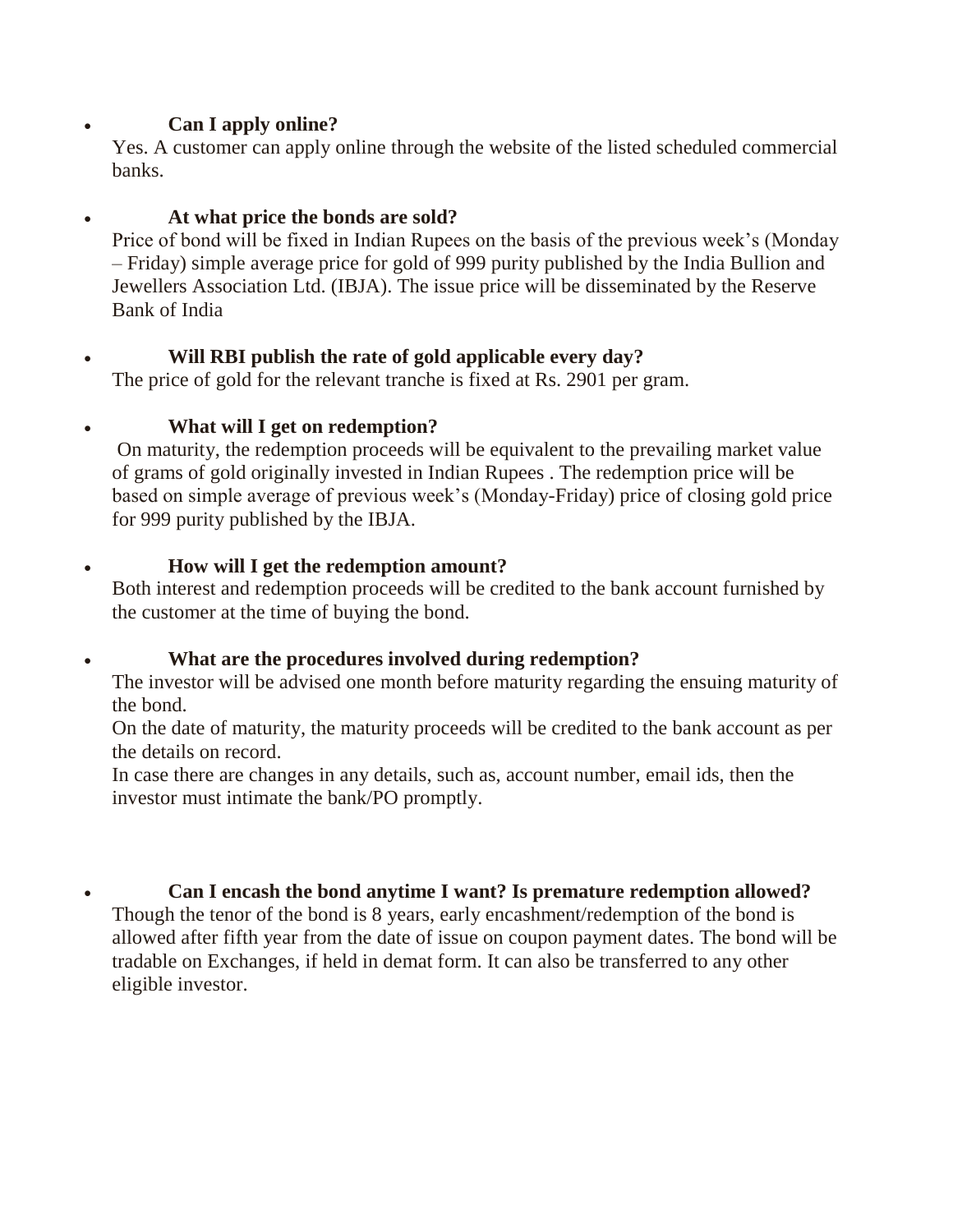- **Can I apply online?**

  Yes. A customer can apply online through the website of the listed scheduled commercial banks.

- **At what price the bonds are sold?**

  Price of bond will be fixed in Indian Rupees on the basis of the previous week's (Monday – Friday) simple average price for gold of 999 purity published by the India Bullion and Jewellers Association Ltd. (IBJA). The issue price will be disseminated by the Reserve Bank of India

- **Will RBI publish the rate of gold applicable every day?**

  The price of gold for the relevant tranche is fixed at Rs. 2901 per gram.

- **What will I get on redemption?**

  On maturity, the redemption proceeds will be equivalent to the prevailing market value of grams of gold originally invested in Indian Rupees . The redemption price will be based on simple average of previous week's (Monday-Friday) price of closing gold price for 999 purity published by the IBJA.

- **How will I get the redemption amount?**

  Both interest and redemption proceeds will be credited to the bank account furnished by the customer at the time of buying the bond.

- **What are the procedures involved during redemption?**

  The investor will be advised one month before maturity regarding the ensuing maturity of the bond.

  On the date of maturity, the maturity proceeds will be credited to the bank account as per the details on record.

  In case there are changes in any details, such as, account number, email ids, then the investor must intimate the bank/PO promptly.

- **Can I encash the bond anytime I want? Is premature redemption allowed?**

  Though the tenor of the bond is 8 years, early encashment/redemption of the bond is allowed after fifth year from the date of issue on coupon payment dates. The bond will be tradable on Exchanges, if held in demat form. It can also be transferred to any other eligible investor.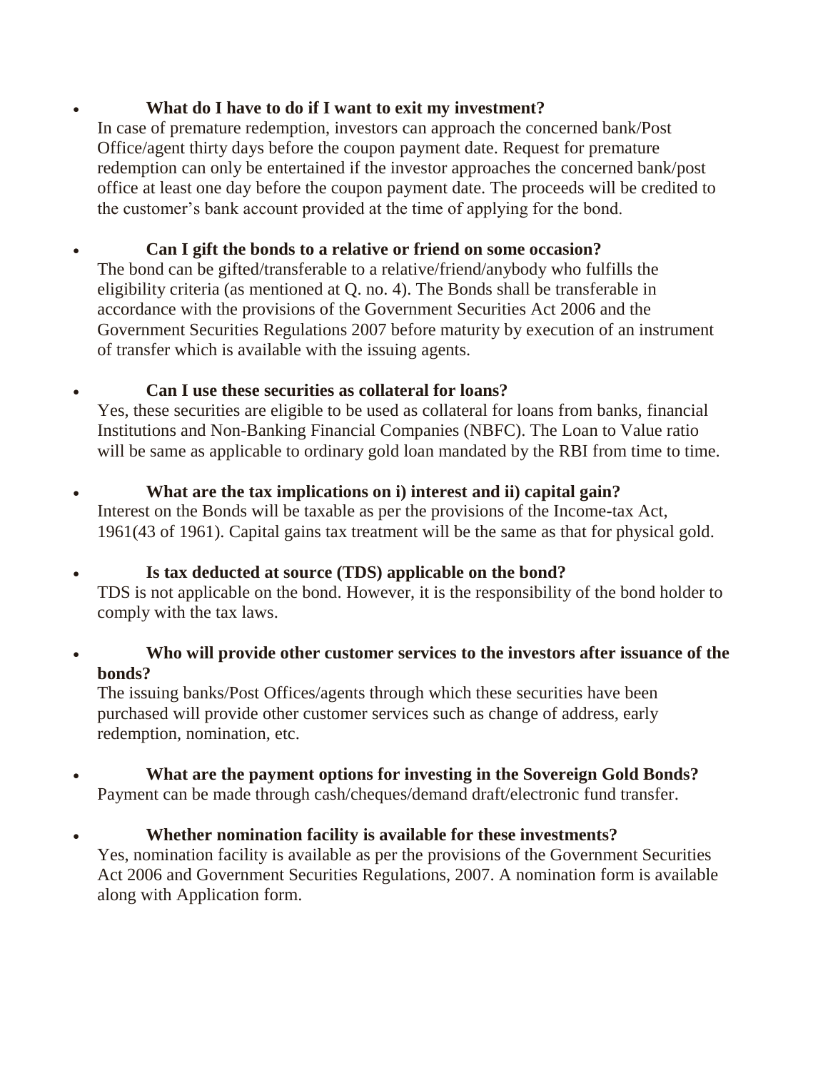- **What do I have to do if I want to exit my investment?**

  In case of premature redemption, investors can approach the concerned bank/Post Office/agent thirty days before the coupon payment date. Request for premature redemption can only be entertained if the investor approaches the concerned bank/post office at least one day before the coupon payment date. The proceeds will be credited to the customer's bank account provided at the time of applying for the bond.

- **Can I gift the bonds to a relative or friend on some occasion?**

  The bond can be gifted/transferable to a relative/friend/anybody who fulfills the eligibility criteria (as mentioned at Q. no. 4). The Bonds shall be transferable in accordance with the provisions of the Government Securities Act 2006 and the Government Securities Regulations 2007 before maturity by execution of an instrument of transfer which is available with the issuing agents.

- **Can I use these securities as collateral for loans?**

  Yes, these securities are eligible to be used as collateral for loans from banks, financial Institutions and Non-Banking Financial Companies (NBFC). The Loan to Value ratio will be same as applicable to ordinary gold loan mandated by the RBI from time to time.

- **What are the tax implications on i) interest and ii) capital gain?**

  Interest on the Bonds will be taxable as per the provisions of the Income-tax Act, 1961(43 of 1961). Capital gains tax treatment will be the same as that for physical gold.

- **Is tax deducted at source (TDS) applicable on the bond?**

  TDS is not applicable on the bond. However, it is the responsibility of the bond holder to comply with the tax laws.

- **Who will provide other customer services to the investors after issuance of the bonds?**

  The issuing banks/Post Offices/agents through which these securities have been purchased will provide other customer services such as change of address, early redemption, nomination, etc.

- **What are the payment options for investing in the Sovereign Gold Bonds?**

  Payment can be made through cash/cheques/demand draft/electronic fund transfer.

- **Whether nomination facility is available for these investments?**

  Yes, nomination facility is available as per the provisions of the Government Securities Act 2006 and Government Securities Regulations, 2007. A nomination form is available along with Application form.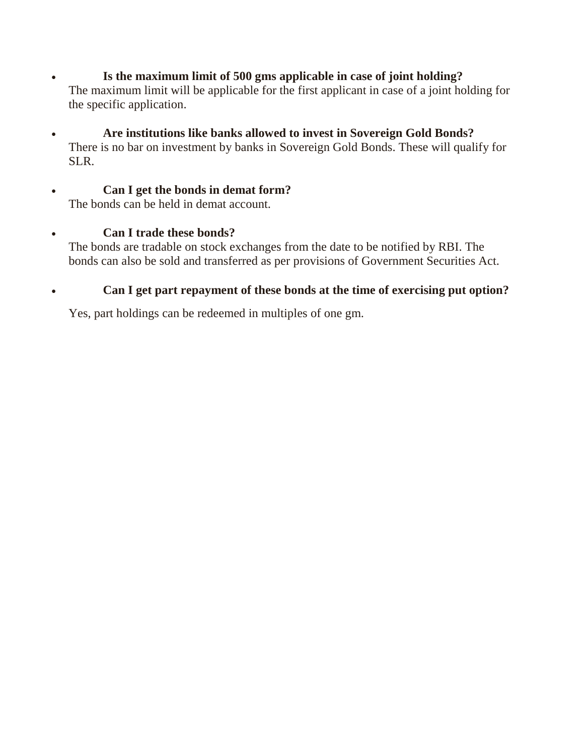- **Is the maximum limit of 500 gms applicable in case of joint holding?**
  The maximum limit will be applicable for the first applicant in case of a joint holding for the specific application.

- **Are institutions like banks allowed to invest in Sovereign Gold Bonds?**
  There is no bar on investment by banks in Sovereign Gold Bonds. These will qualify for SLR.

- **Can I get the bonds in demat form?**
  The bonds can be held in demat account.

- **Can I trade these bonds?**
  The bonds are tradable on stock exchanges from the date to be notified by RBI. The bonds can also be sold and transferred as per provisions of Government Securities Act.

- **Can I get part repayment of these bonds at the time of exercising put option?**

  Yes, part holdings can be redeemed in multiples of one gm.